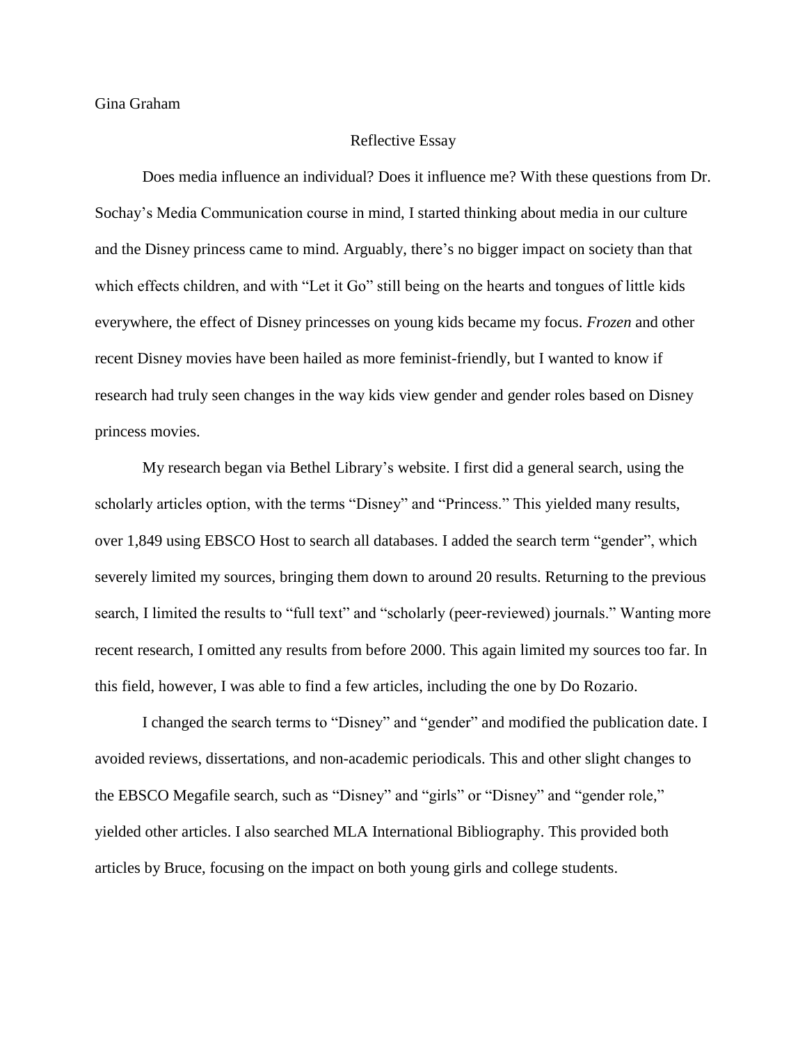Gina Graham

# Reflective Essay

Does media influence an individual? Does it influence me? With these questions from Dr. Sochay's Media Communication course in mind, I started thinking about media in our culture and the Disney princess came to mind. Arguably, there's no bigger impact on society than that which effects children, and with "Let it Go" still being on the hearts and tongues of little kids everywhere, the effect of Disney princesses on young kids became my focus. *Frozen* and other recent Disney movies have been hailed as more feminist-friendly, but I wanted to know if research had truly seen changes in the way kids view gender and gender roles based on Disney princess movies.

My research began via Bethel Library's website. I first did a general search, using the scholarly articles option, with the terms "Disney" and "Princess." This yielded many results, over 1,849 using EBSCO Host to search all databases. I added the search term "gender", which severely limited my sources, bringing them down to around 20 results. Returning to the previous search, I limited the results to "full text" and "scholarly (peer-reviewed) journals." Wanting more recent research, I omitted any results from before 2000. This again limited my sources too far. In this field, however, I was able to find a few articles, including the one by Do Rozario.

I changed the search terms to "Disney" and "gender" and modified the publication date. I avoided reviews, dissertations, and non-academic periodicals. This and other slight changes to the EBSCO Megafile search, such as "Disney" and "girls" or "Disney" and "gender role," yielded other articles. I also searched MLA International Bibliography. This provided both articles by Bruce, focusing on the impact on both young girls and college students.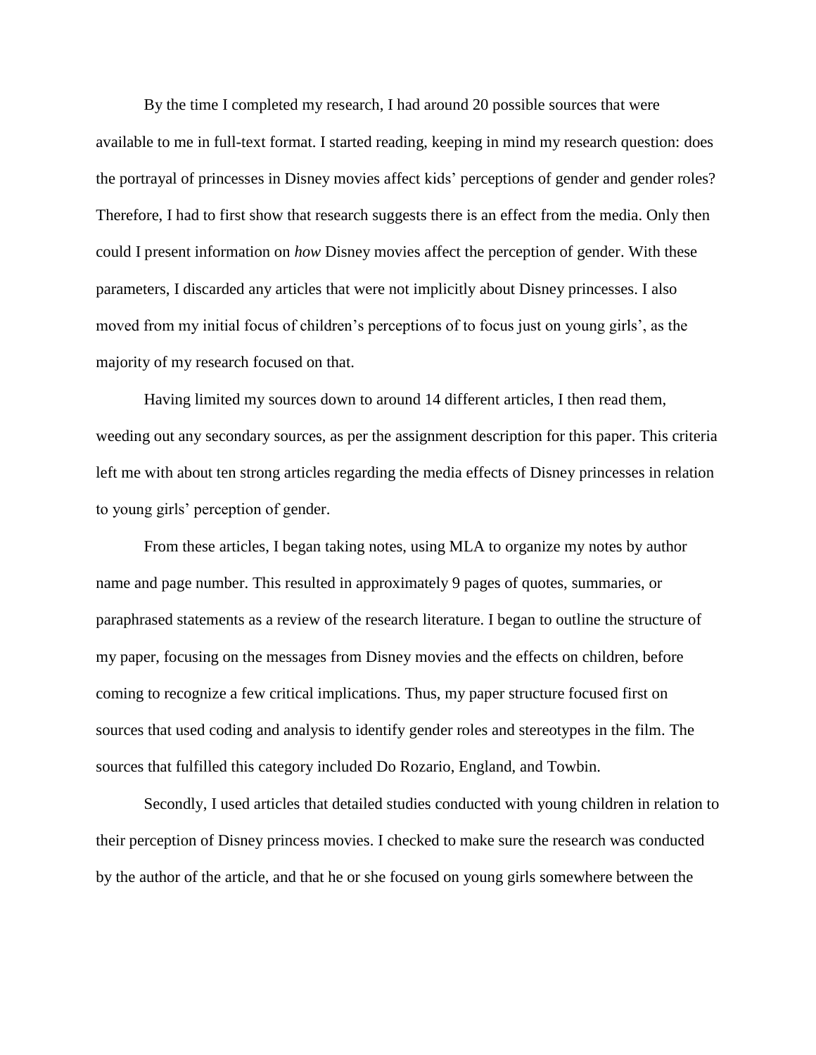By the time I completed my research, I had around 20 possible sources that were available to me in full-text format. I started reading, keeping in mind my research question: does the portrayal of princesses in Disney movies affect kids' perceptions of gender and gender roles? Therefore, I had to first show that research suggests there is an effect from the media. Only then could I present information on *how* Disney movies affect the perception of gender. With these parameters, I discarded any articles that were not implicitly about Disney princesses. I also moved from my initial focus of children's perceptions of to focus just on young girls', as the majority of my research focused on that.

Having limited my sources down to around 14 different articles, I then read them, weeding out any secondary sources, as per the assignment description for this paper. This criteria left me with about ten strong articles regarding the media effects of Disney princesses in relation to young girls' perception of gender.

From these articles, I began taking notes, using MLA to organize my notes by author name and page number. This resulted in approximately 9 pages of quotes, summaries, or paraphrased statements as a review of the research literature. I began to outline the structure of my paper, focusing on the messages from Disney movies and the effects on children, before coming to recognize a few critical implications. Thus, my paper structure focused first on sources that used coding and analysis to identify gender roles and stereotypes in the film. The sources that fulfilled this category included Do Rozario, England, and Towbin.

Secondly, I used articles that detailed studies conducted with young children in relation to their perception of Disney princess movies. I checked to make sure the research was conducted by the author of the article, and that he or she focused on young girls somewhere between the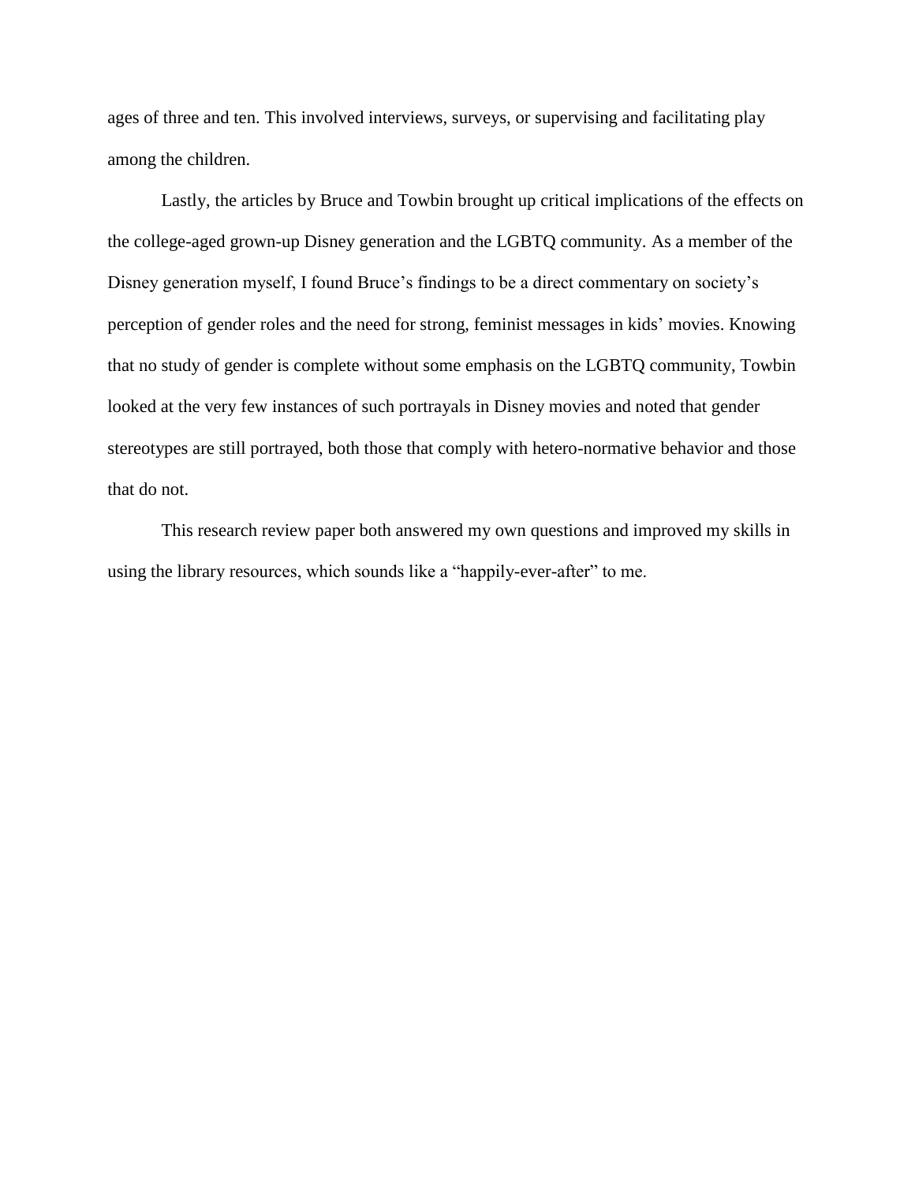ages of three and ten. This involved interviews, surveys, or supervising and facilitating play among the children.

Lastly, the articles by Bruce and Towbin brought up critical implications of the effects on the college-aged grown-up Disney generation and the LGBTQ community. As a member of the Disney generation myself, I found Bruce's findings to be a direct commentary on society's perception of gender roles and the need for strong, feminist messages in kids' movies. Knowing that no study of gender is complete without some emphasis on the LGBTQ community, Towbin looked at the very few instances of such portrayals in Disney movies and noted that gender stereotypes are still portrayed, both those that comply with hetero-normative behavior and those that do not.

This research review paper both answered my own questions and improved my skills in using the library resources, which sounds like a "happily-ever-after" to me.